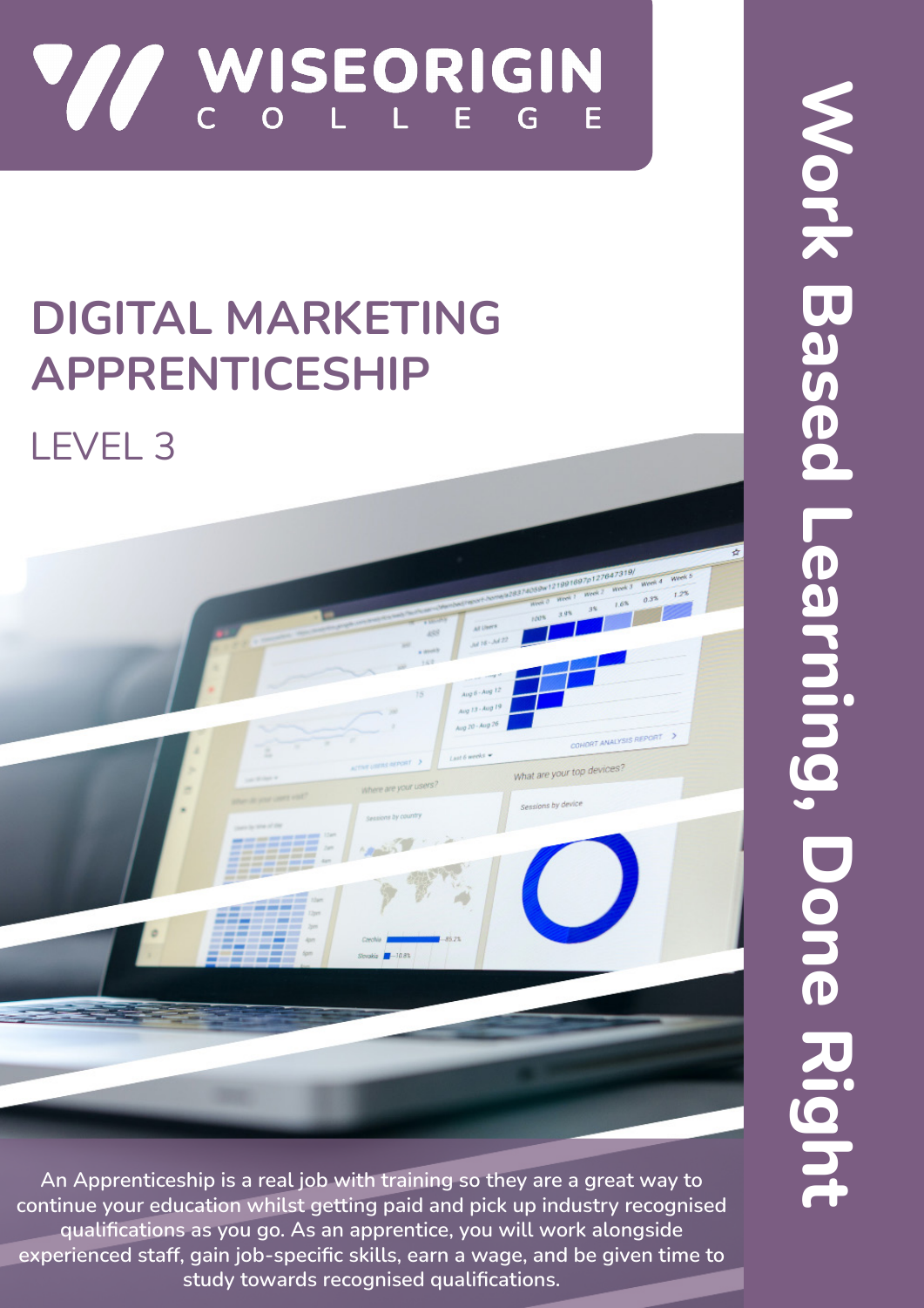WISEORIGIN COLLEGE

# DIGITAL MARKETING APPRENTICESHIP

## LEVEL 3

Work Based Learning, Done Right

An Apprenticeship is a real job with training so they are a great way to continue your education whilst getting paid and pick up industry recognised qualifications as you go. As an apprentice, you will work alongside experienced staff, gain job-specific skills, earn a wage, and be given time to study towards recognised qualifications.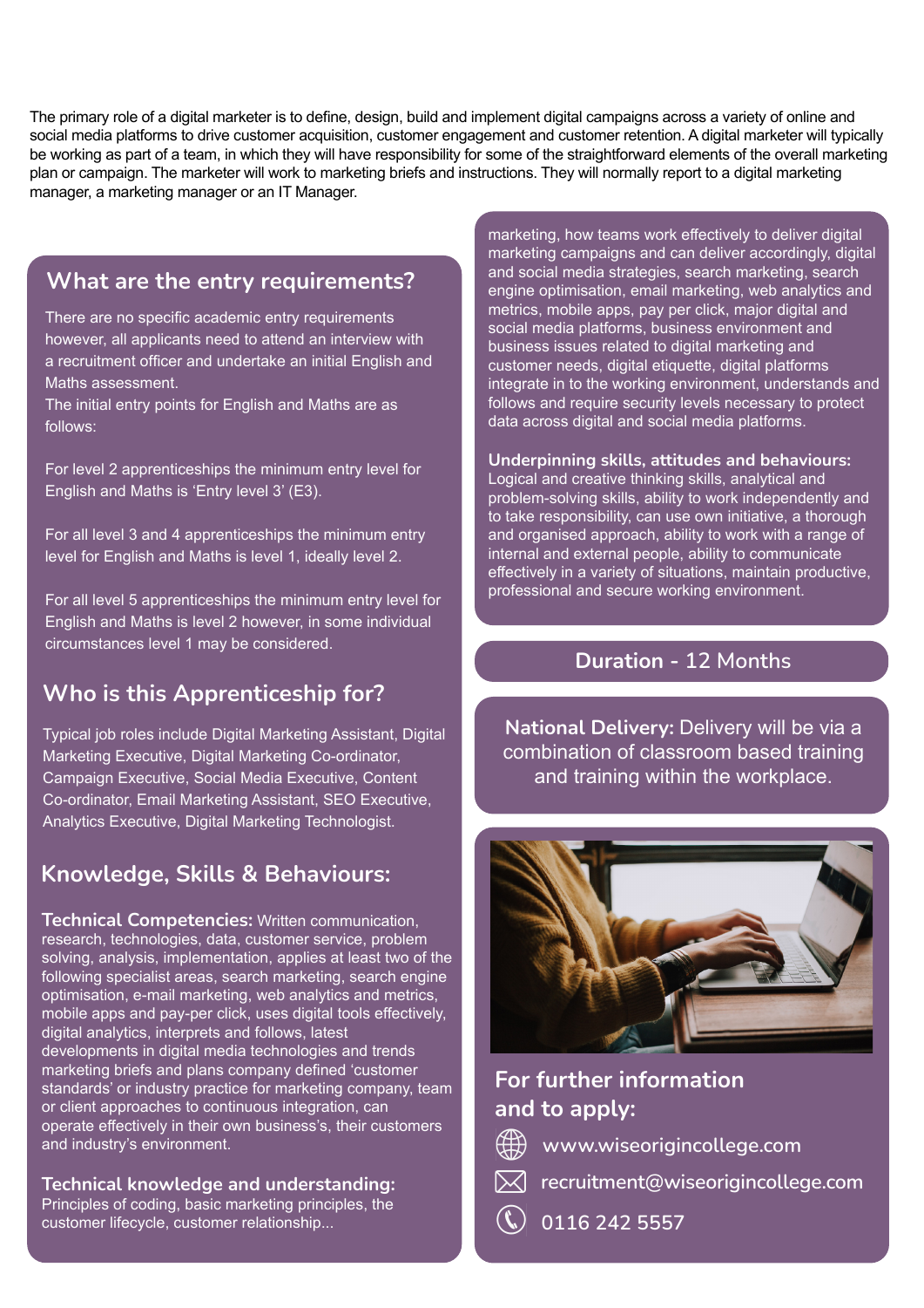The primary role of a digital marketer is to define, design, build and implement digital campaigns across a variety of online and social media platforms to drive customer acquisition, customer engagement and customer retention. A digital marketer will typically be working as part of a team, in which they will have responsibility for some of the straightforward elements of the overall marketing plan or campaign. The marketer will work to marketing briefs and instructions. They will normally report to a digital marketing manager, a marketing manager or an IT Manager.

## What are the entry requirements?

There are no specific academic entry requirements however, all applicants need to attend an interview with a recruitment officer and undertake an initial English and Maths assessment.
The initial entry points for English and Maths are as follows:

For level 2 apprenticeships the minimum entry level for English and Maths is 'Entry level 3' (E3).

For all level 3 and 4 apprenticeships the minimum entry level for English and Maths is level 1, ideally level 2.

For all level 5 apprenticeships the minimum entry level for English and Maths is level 2 however, in some individual circumstances level 1 may be considered.

## Who is this Apprenticeship for?

Typical job roles include Digital Marketing Assistant, Digital Marketing Executive, Digital Marketing Co-ordinator, Campaign Executive, Social Media Executive, Content Co-ordinator, Email Marketing Assistant, SEO Executive, Analytics Executive, Digital Marketing Technologist.

## Knowledge, Skills & Behaviours:

**Technical Competencies:** Written communication, research, technologies, data, customer service, problem solving, analysis, implementation, applies at least two of the following specialist areas, search marketing, search engine optimisation, e-mail marketing, web analytics and metrics, mobile apps and pay-per click, uses digital tools effectively, digital analytics, interprets and follows, latest developments in digital media technologies and trends marketing briefs and plans company defined 'customer standards' or industry practice for marketing company, team or client approaches to continuous integration, can operate effectively in their own business's, their customers and industry's environment.

**Technical knowledge and understanding:**
Principles of coding, basic marketing principles, the customer lifecycle, customer relationship marketing, how teams work effectively to deliver digital marketing campaigns and can deliver accordingly, digital and social media strategies, search marketing, search engine optimisation, email marketing, web analytics and metrics, mobile apps, pay per click, major digital and social media platforms, business environment and business issues related to digital marketing and customer needs, digital etiquette, digital platforms integrate in to the working environment, understands and follows and require security levels necessary to protect data across digital and social media platforms.

**Underpinning skills, attitudes and behaviours:**
Logical and creative thinking skills, analytical and problem-solving skills, ability to work independently and to take responsibility, can use own initiative, a thorough and organised approach, ability to work with a range of internal and external people, ability to communicate effectively in a variety of situations, maintain productive, professional and secure working environment.

**Duration -** 12 Months

**National Delivery:** Delivery will be via a combination of classroom based training and training within the workplace.

## For further information and to apply:

www.wiseorigincollege.com

recruitment@wiseorigincollege.com

0116 242 5557